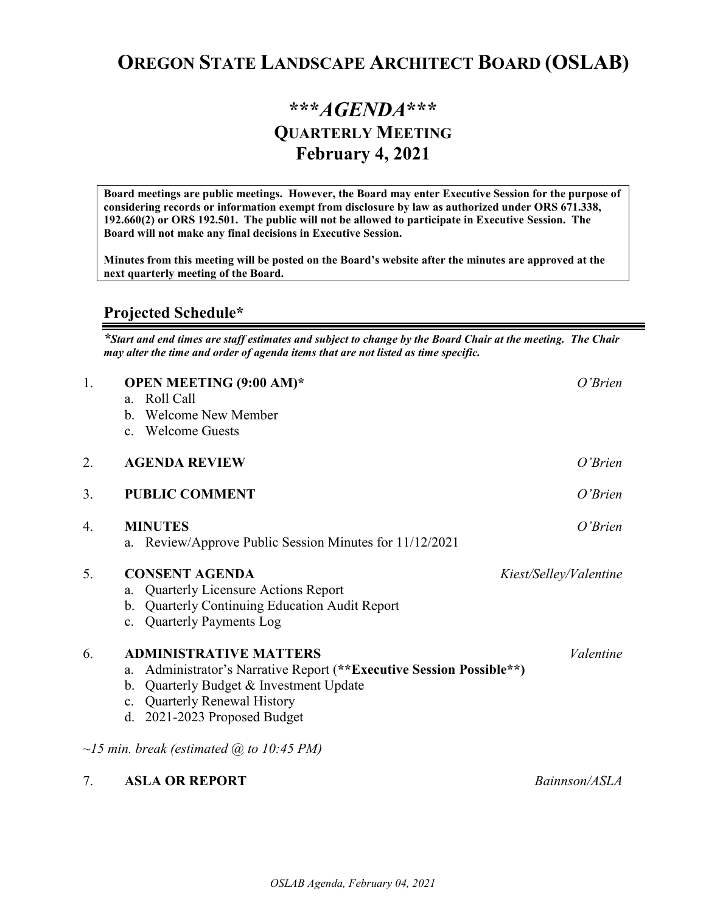# OREGON STATE LANDSCAPE ARCHITECT BOARD (OSLAB)

## ****AGENDA****
## QUARTERLY MEETING
## February 4, 2021

**Board meetings are public meetings. However, the Board may enter Executive Session for the purpose of considering records or information exempt from disclosure by law as authorized under ORS 671.338, 192.660(2) or ORS 192.501. The public will not be allowed to participate in Executive Session. The Board will not make any final decisions in Executive Session.**

**Minutes from this meeting will be posted on the Board's website after the minutes are approved at the next quarterly meeting of the Board.**

## Projected Schedule*

***Start and end times are staff estimates and subject to change by the Board Chair at the meeting. The Chair may alter the time and order of agenda items that are not listed as time specific.***

1. **OPEN MEETING (9:00 AM)*** — *O'Brien*
   a. Roll Call
   b. Welcome New Member
   c. Welcome Guests

2. **AGENDA REVIEW** — *O'Brien*

3. **PUBLIC COMMENT** — *O'Brien*

4. **MINUTES** — *O'Brien*
   a. Review/Approve Public Session Minutes for 11/12/2021

5. **CONSENT AGENDA** — *Kiest/Selley/Valentine*
   a. Quarterly Licensure Actions Report
   b. Quarterly Continuing Education Audit Report
   c. Quarterly Payments Log

6. **ADMINISTRATIVE MATTERS** — *Valentine*
   a. Administrator's Narrative Report (****Executive Session Possible****)
   b. Quarterly Budget & Investment Update
   c. Quarterly Renewal History
   d. 2021-2023 Proposed Budget

*~15 min. break (estimated @ to 10:45 PM)*

7. **ASLA OR REPORT** — *Bainnson/ASLA*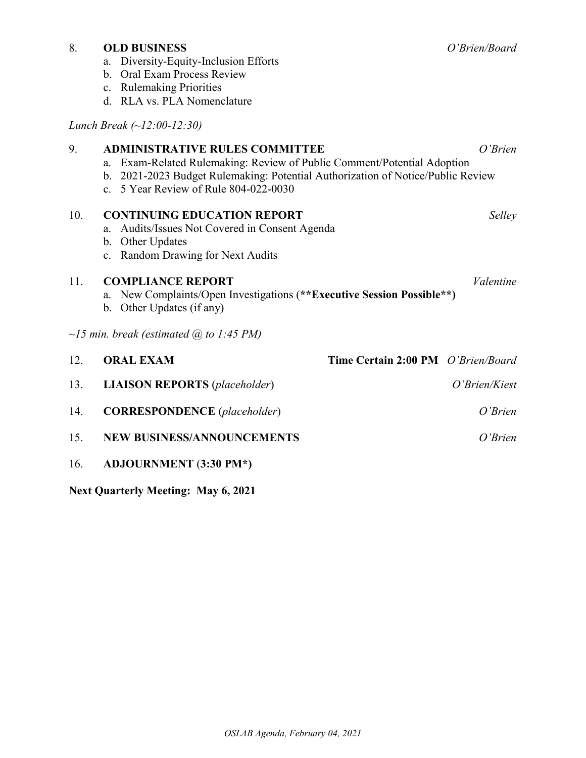8. **OLD BUSINESS** *O'Brien/Board*
   a. Diversity-Equity-Inclusion Efforts
   b. Oral Exam Process Review
   c. Rulemaking Priorities
   d. RLA vs. PLA Nomenclature

*Lunch Break (~12:00-12:30)*

9. **ADMINISTRATIVE RULES COMMITTEE** *O'Brien*
   a. Exam-Related Rulemaking: Review of Public Comment/Potential Adoption
   b. 2021-2023 Budget Rulemaking: Potential Authorization of Notice/Public Review
   c. 5 Year Review of Rule 804-022-0030

10. **CONTINUING EDUCATION REPORT** *Selley*
    a. Audits/Issues Not Covered in Consent Agenda
    b. Other Updates
    c. Random Drawing for Next Audits

11. **COMPLIANCE REPORT** *Valentine*
    a. New Complaints/Open Investigations (**\*\*Executive Session Possible\*\***)
    b. Other Updates (if any)

*~15 min. break (estimated @ to 1:45 PM)*

12. **ORAL EXAM** **Time Certain 2:00 PM** *O'Brien/Board*

13. **LIAISON REPORTS** (*placeholder*) *O'Brien/Kiest*

14. **CORRESPONDENCE** (*placeholder*) *O'Brien*

15. **NEW BUSINESS/ANNOUNCEMENTS** *O'Brien*

16. **ADJOURNMENT** (**3:30 PM\***)

**Next Quarterly Meeting: May 6, 2021**